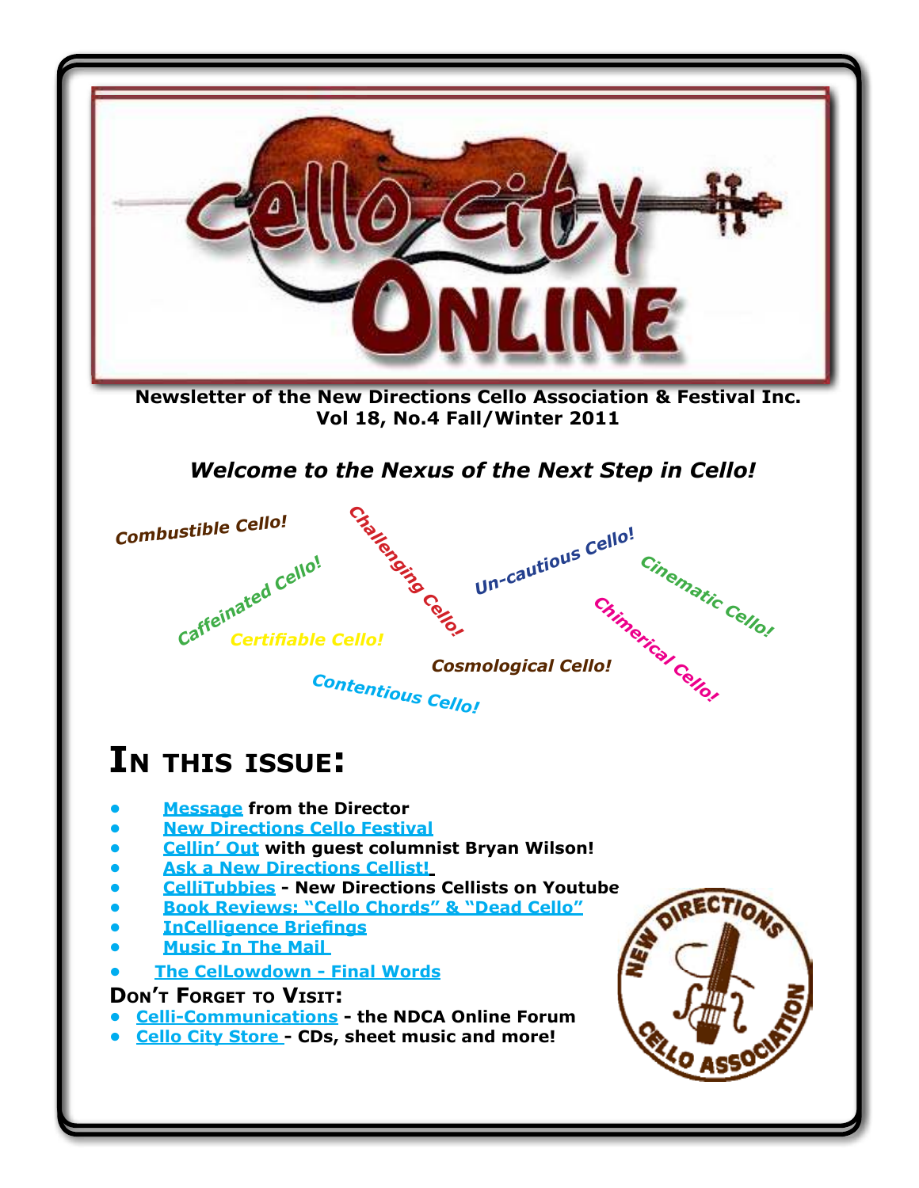# Cello City Online

**Newsletter of the New Directions Cello Association & Festival Inc.**
**Vol 18, No.4 Fall/Winter 2011**

***Welcome to the Nexus of the Next Step in Cello!***

*Combustible Cello!* *Challenging Cello!* *Un-cautious Cello!* *Caffeinated Cello!* *Cinematic Cello!* *Chimerical Cello!* *Certifiable Cello!* *Cosmological Cello!* *Contentious Cello!*

## In this issue:

- **Message from the Director**
- **New Directions Cello Festival**
- **Cellin' Out with guest columnist Bryan Wilson!**
- **Ask a New Directions Cellist!**
- **CelliTubbies - New Directions Cellists on Youtube**
- **Book Reviews: "Cello Chords" & "Dead Cello"**
- **InCelligence Briefings**
- **Music In The Mail**
- **The CelLowdown - Final Words**

### Don't Forget to Visit:

- **Celli-Communications - the NDCA Online Forum**
- **Cello City Store - CDs, sheet music and more!**

New Directions Cello Association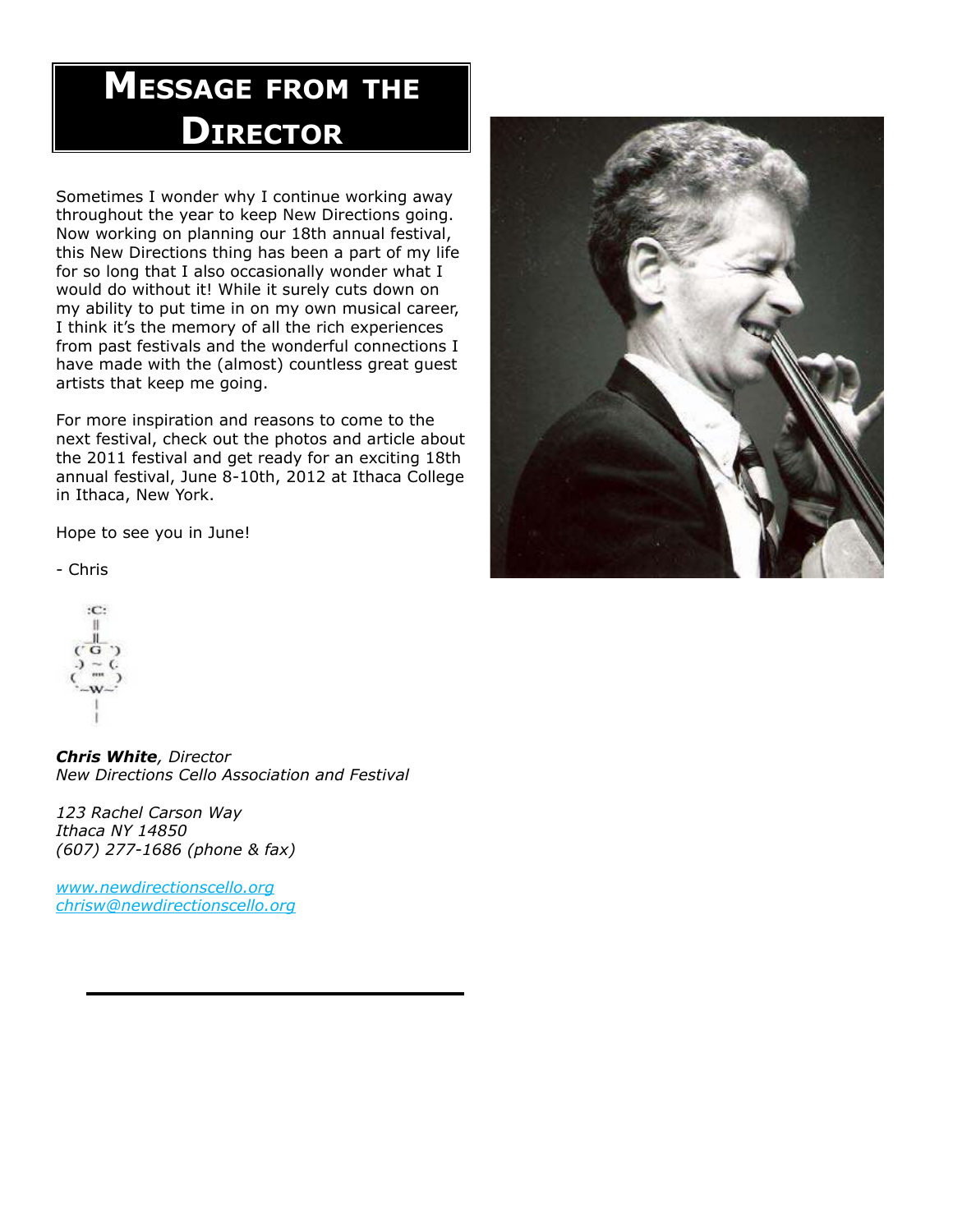# Message from the Director

Sometimes I wonder why I continue working away throughout the year to keep New Directions going. Now working on planning our 18th annual festival, this New Directions thing has been a part of my life for so long that I also occasionally wonder what I would do without it! While it surely cuts down on my ability to put time in on my own musical career, I think it's the memory of all the rich experiences from past festivals and the wonderful connections I have made with the (almost) countless great guest artists that keep me going.

For more inspiration and reasons to come to the next festival, check out the photos and article about the 2011 festival and get ready for an exciting 18th annual festival, June 8-10th, 2012 at Ithaca College in Ithaca, New York.

Hope to see you in June!

- Chris

***Chris White**, Director*
*New Directions Cello Association and Festival*

*123 Rachel Carson Way*
*Ithaca NY 14850*
*(607) 277-1686 (phone & fax)*

*www.newdirectionscello.org*
*chrisw@newdirectionscello.org*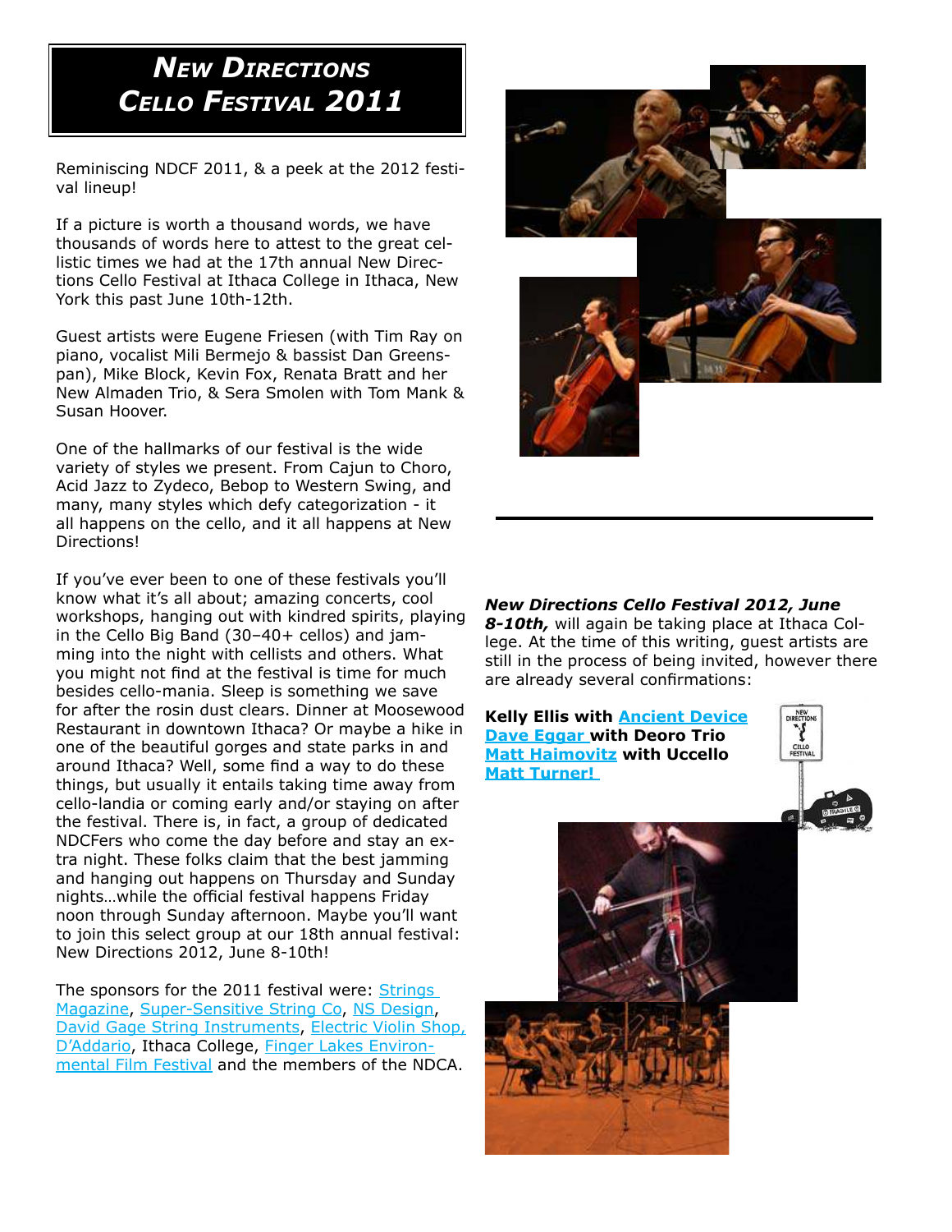# *New Directions Cello Festival 2011*

Reminiscing NDCF 2011, & a peek at the 2012 festival lineup!

If a picture is worth a thousand words, we have thousands of words here to attest to the great cellistic times we had at the 17th annual New Directions Cello Festival at Ithaca College in Ithaca, New York this past June 10th-12th.

Guest artists were Eugene Friesen (with Tim Ray on piano, vocalist Mili Bermejo & bassist Dan Greenspan), Mike Block, Kevin Fox, Renata Bratt and her New Almaden Trio, & Sera Smolen with Tom Mank & Susan Hoover.

One of the hallmarks of our festival is the wide variety of styles we present. From Cajun to Choro, Acid Jazz to Zydeco, Bebop to Western Swing, and many, many styles which defy categorization - it all happens on the cello, and it all happens at New Directions!

If you've ever been to one of these festivals you'll know what it's all about; amazing concerts, cool workshops, hanging out with kindred spirits, playing in the Cello Big Band (30–40+ cellos) and jamming into the night with cellists and others. What you might not find at the festival is time for much besides cello-mania. Sleep is something we save for after the rosin dust clears. Dinner at Moosewood Restaurant in downtown Ithaca? Or maybe a hike in one of the beautiful gorges and state parks in and around Ithaca? Well, some find a way to do these things, but usually it entails taking time away from cello-landia or coming early and/or staying on after the festival. There is, in fact, a group of dedicated NDCFers who come the day before and stay an extra night. These folks claim that the best jamming and hanging out happens on Thursday and Sunday nights…while the official festival happens Friday noon through Sunday afternoon. Maybe you'll want to join this select group at our 18th annual festival: New Directions 2012, June 8-10th!

The sponsors for the 2011 festival were: Strings Magazine, Super-Sensitive String Co, NS Design, David Gage String Instruments, Electric Violin Shop, D'Addario, Ithaca College, Finger Lakes Environmental Film Festival and the members of the NDCA.

***New Directions Cello Festival 2012, June 8-10th,*** will again be taking place at Ithaca College. At the time of this writing, guest artists are still in the process of being invited, however there are already several confirmations:

**Kelly Ellis with Ancient Device**
**Dave Eggar with Deoro Trio**
**Matt Haimovitz with Uccello**
**Matt Turner!**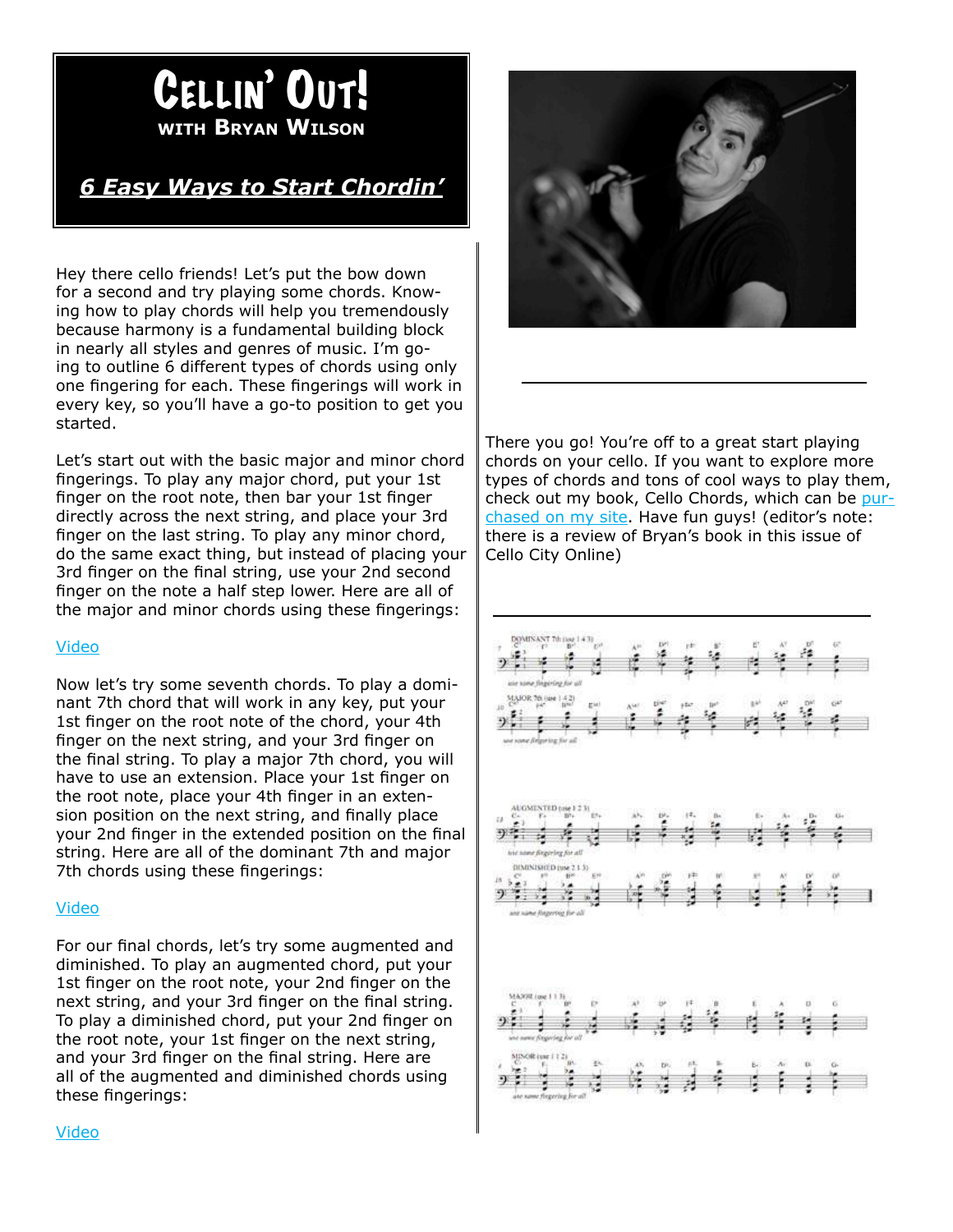# Cellin' Out!

### with Bryan Wilson

## *6 Easy Ways to Start Chordin'*

Hey there cello friends! Let's put the bow down for a second and try playing some chords. Knowing how to play chords will help you tremendously because harmony is a fundamental building block in nearly all styles and genres of music. I'm going to outline 6 different types of chords using only one fingering for each. These fingerings will work in every key, so you'll have a go-to position to get you started.

Let's start out with the basic major and minor chord fingerings. To play any major chord, put your 1st finger on the root note, then bar your 1st finger directly across the next string, and place your 3rd finger on the last string. To play any minor chord, do the same exact thing, but instead of placing your 3rd finger on the final string, use your 2nd second finger on the note a half step lower. Here are all of the major and minor chords using these fingerings:

Video

Now let's try some seventh chords. To play a dominant 7th chord that will work in any key, put your 1st finger on the root note of the chord, your 4th finger on the next string, and your 3rd finger on the final string. To play a major 7th chord, you will have to use an extension. Place your 1st finger on the root note, place your 4th finger in an extension position on the next string, and finally place your 2nd finger in the extended position on the final string. Here are all of the dominant 7th and major 7th chords using these fingerings:

Video

For our final chords, let's try some augmented and diminished. To play an augmented chord, put your 1st finger on the root note, your 2nd finger on the next string, and your 3rd finger on the final string. To play a diminished chord, put your 2nd finger on the root note, your 1st finger on the next string, and your 3rd finger on the final string. Here are all of the augmented and diminished chords using these fingerings:

Video

There you go! You're off to a great start playing chords on your cello. If you want to explore more types of chords and tons of cool ways to play them, check out my book, Cello Chords, which can be purchased on my site. Have fun guys! (editor's note: there is a review of Bryan's book in this issue of Cello City Online)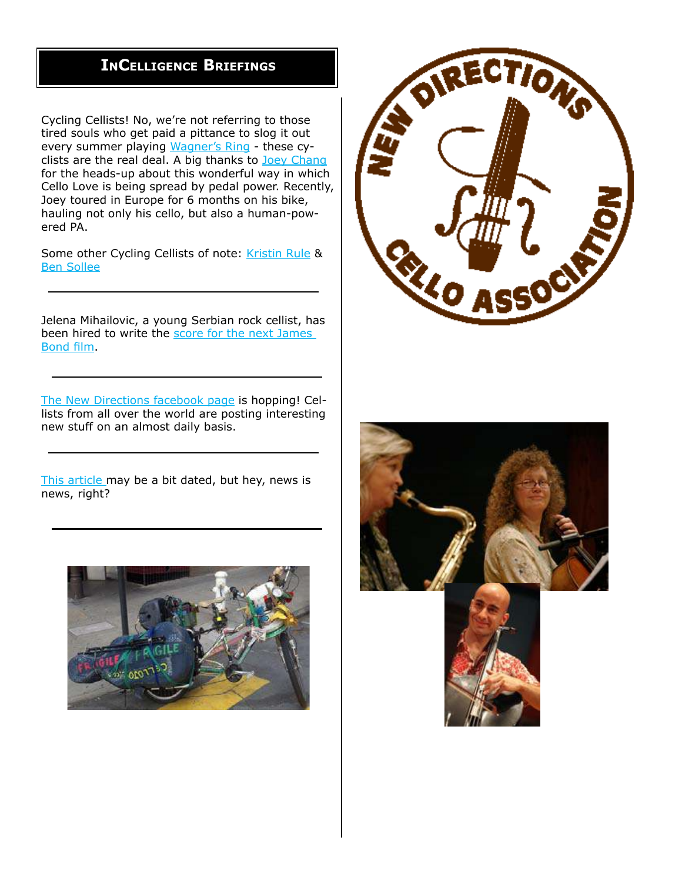## InCelligence Briefings

Cycling Cellists! No, we're not referring to those tired souls who get paid a pittance to slog it out every summer playing Wagner's Ring - these cyclists are the real deal. A big thanks to Joey Chang for the heads-up about this wonderful way in which Cello Love is being spread by pedal power. Recently, Joey toured in Europe for 6 months on his bike, hauling not only his cello, but also a human-powered PA.

Some other Cycling Cellists of note: Kristin Rule & Ben Sollee

---

Jelena Mihailovic, a young Serbian rock cellist, has been hired to write the score for the next James Bond film.

---

The New Directions facebook page is hopping! Cellists from all over the world are posting interesting new stuff on an almost daily basis.

---

This article may be a bit dated, but hey, news is news, right?

---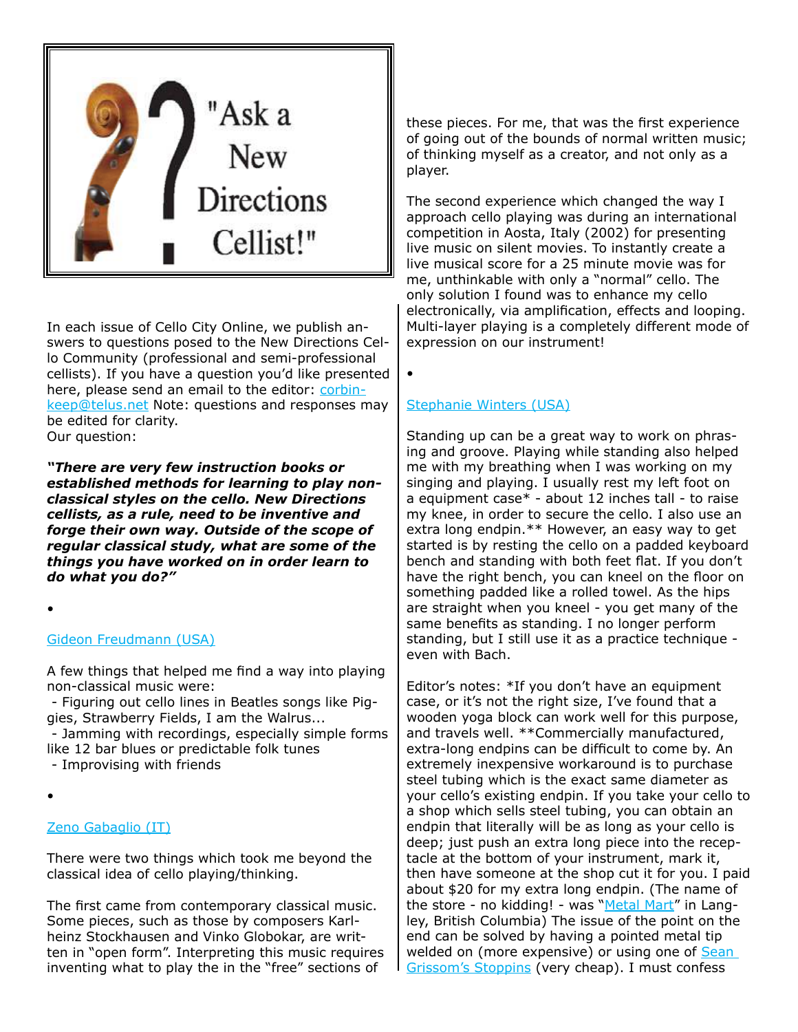# "Ask a New Directions Cellist!"

In each issue of Cello City Online, we publish answers to questions posed to the New Directions Cello Community (professional and semi-professional cellists). If you have a question you'd like presented here, please send an email to the editor: corbinkeep@telus.net Note: questions and responses may be edited for clarity.
Our question:

***"There are very few instruction books or established methods for learning to play non-classical styles on the cello. New Directions cellists, as a rule, need to be inventive and forge their own way. Outside of the scope of regular classical study, what are some of the things you have worked on in order learn to do what you do?"***

•

Gideon Freudmann (USA)

A few things that helped me find a way into playing non-classical music were:

- Figuring out cello lines in Beatles songs like Piggies, Strawberry Fields, I am the Walrus...
- Jamming with recordings, especially simple forms like 12 bar blues or predictable folk tunes
- Improvising with friends

•

Zeno Gabaglio (IT)

There were two things which took me beyond the classical idea of cello playing/thinking.

The first came from contemporary classical music. Some pieces, such as those by composers Karlheinz Stockhausen and Vinko Globokar, are written in "open form". Interpreting this music requires inventing what to play the in the "free" sections of these pieces. For me, that was the first experience of going out of the bounds of normal written music; of thinking myself as a creator, and not only as a player.

The second experience which changed the way I approach cello playing was during an international competition in Aosta, Italy (2002) for presenting live music on silent movies. To instantly create a live musical score for a 25 minute movie was for me, unthinkable with only a "normal" cello. The only solution I found was to enhance my cello electronically, via amplification, effects and looping. Multi-layer playing is a completely different mode of expression on our instrument!

•

Stephanie Winters (USA)

Standing up can be a great way to work on phrasing and groove. Playing while standing also helped me with my breathing when I was working on my singing and playing. I usually rest my left foot on a equipment case* - about 12 inches tall - to raise my knee, in order to secure the cello. I also use an extra long endpin.** However, an easy way to get started is by resting the cello on a padded keyboard bench and standing with both feet flat. If you don't have the right bench, you can kneel on the floor on something padded like a rolled towel. As the hips are straight when you kneel - you get many of the same benefits as standing. I no longer perform standing, but I still use it as a practice technique - even with Bach.

Editor's notes: *If you don't have an equipment case, or it's not the right size, I've found that a wooden yoga block can work well for this purpose, and travels well. **Commercially manufactured, extra-long endpins can be difficult to come by. An extremely inexpensive workaround is to purchase steel tubing which is the exact same diameter as your cello's existing endpin. If you take your cello to a shop which sells steel tubing, you can obtain an endpin that literally will be as long as your cello is deep; just push an extra long piece into the receptacle at the bottom of your instrument, mark it, then have someone at the shop cut it for you. I paid about $20 for my extra long endpin. (The name of the store - no kidding! - was "Metal Mart" in Langley, British Columbia) The issue of the point on the end can be solved by having a pointed metal tip welded on (more expensive) or using one of Sean Grissom's Stoppins (very cheap). I must confess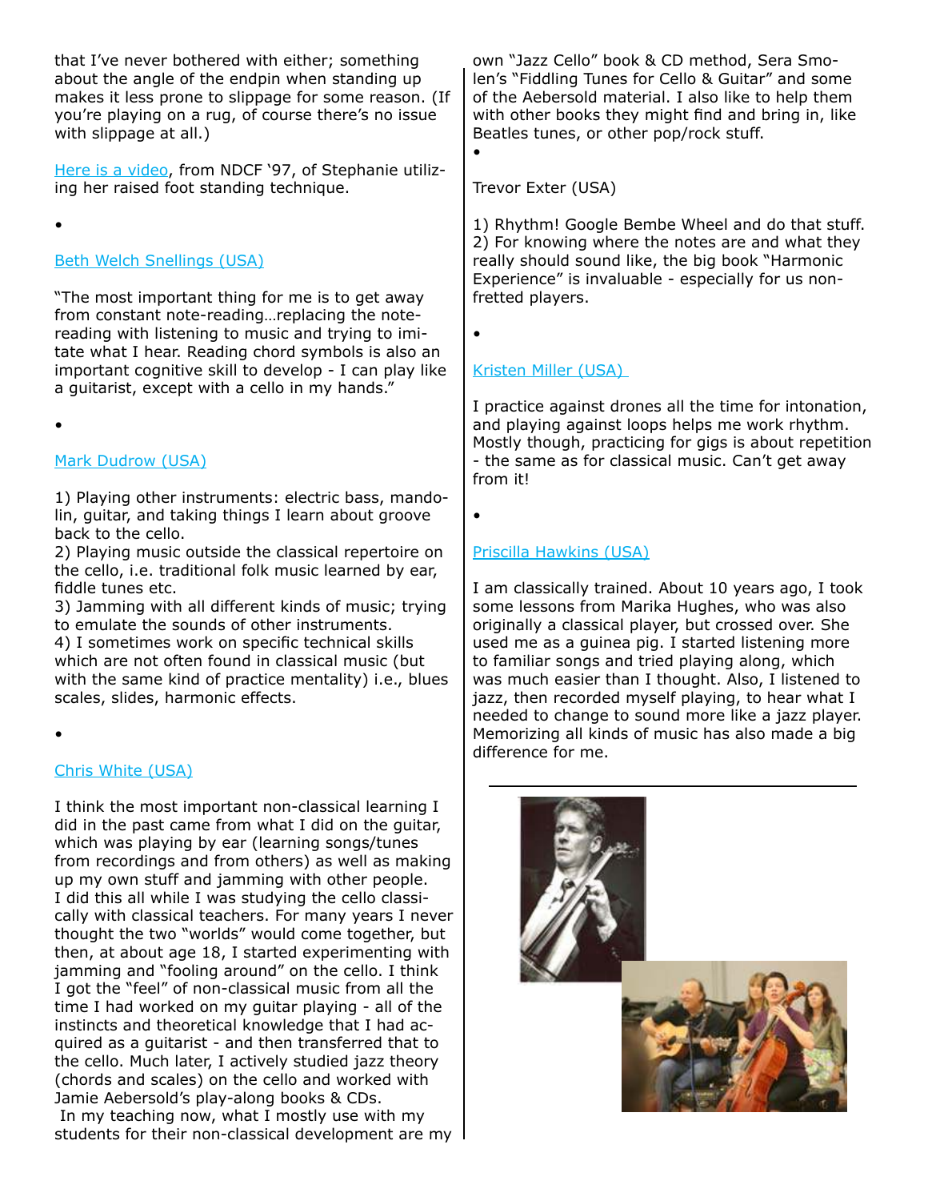that I've never bothered with either; something about the angle of the endpin when standing up makes it less prone to slippage for some reason. (If you're playing on a rug, of course there's no issue with slippage at all.)

Here is a video, from NDCF '97, of Stephanie utilizing her raised foot standing technique.

•

Beth Welch Snellings (USA)

"The most important thing for me is to get away from constant note-reading…replacing the note-reading with listening to music and trying to imitate what I hear. Reading chord symbols is also an important cognitive skill to develop - I can play like a guitarist, except with a cello in my hands."

•

Mark Dudrow (USA)

1) Playing other instruments: electric bass, mandolin, guitar, and taking things I learn about groove back to the cello.
2) Playing music outside the classical repertoire on the cello, i.e. traditional folk music learned by ear, fiddle tunes etc.
3) Jamming with all different kinds of music; trying to emulate the sounds of other instruments.
4) I sometimes work on specific technical skills which are not often found in classical music (but with the same kind of practice mentality) i.e., blues scales, slides, harmonic effects.

•

Chris White (USA)

I think the most important non-classical learning I did in the past came from what I did on the guitar, which was playing by ear (learning songs/tunes from recordings and from others) as well as making up my own stuff and jamming with other people. I did this all while I was studying the cello classically with classical teachers. For many years I never thought the two "worlds" would come together, but then, at about age 18, I started experimenting with jamming and "fooling around" on the cello. I think I got the "feel" of non-classical music from all the time I had worked on my guitar playing - all of the instincts and theoretical knowledge that I had acquired as a guitarist - and then transferred that to the cello. Much later, I actively studied jazz theory (chords and scales) on the cello and worked with Jamie Aebersold's play-along books & CDs.
In my teaching now, what I mostly use with my students for their non-classical development are my own "Jazz Cello" book & CD method, Sera Smolen's "Fiddling Tunes for Cello & Guitar" and some of the Aebersold material. I also like to help them with other books they might find and bring in, like Beatles tunes, or other pop/rock stuff.

•

Trevor Exter (USA)

1) Rhythm! Google Bembe Wheel and do that stuff.
2) For knowing where the notes are and what they really should sound like, the big book "Harmonic Experience" is invaluable - especially for us non-fretted players.

•

Kristen Miller (USA)

I practice against drones all the time for intonation, and playing against loops helps me work rhythm. Mostly though, practicing for gigs is about repetition - the same as for classical music. Can't get away from it!

•

Priscilla Hawkins (USA)

I am classically trained. About 10 years ago, I took some lessons from Marika Hughes, who was also originally a classical player, but crossed over. She used me as a guinea pig. I started listening more to familiar songs and tried playing along, which was much easier than I thought. Also, I listened to jazz, then recorded myself playing, to hear what I needed to change to sound more like a jazz player. Memorizing all kinds of music has also made a big difference for me.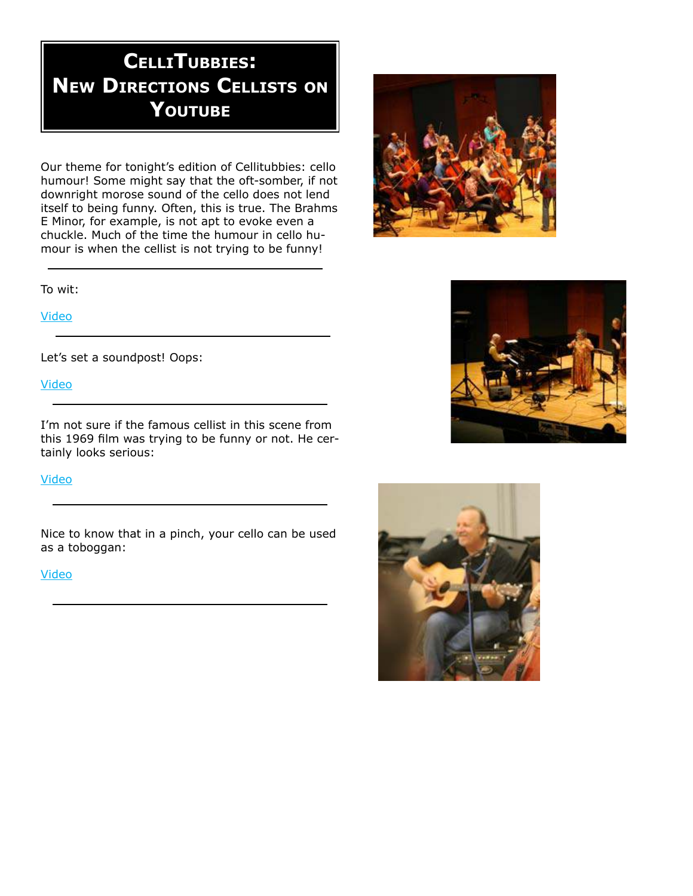# CelliTubbies: New Directions Cellists on YouTube

Our theme for tonight's edition of Cellitubbies: cello humour! Some might say that the oft-somber, if not downright morose sound of the cello does not lend itself to being funny. Often, this is true. The Brahms E Minor, for example, is not apt to evoke even a chuckle. Much of the time the humour in cello humour is when the cellist is not trying to be funny!

---

To wit:

Video

---

Let's set a soundpost! Oops:

Video

---

I'm not sure if the famous cellist in this scene from this 1969 film was trying to be funny or not. He certainly looks serious:

Video

---

Nice to know that in a pinch, your cello can be used as a toboggan:

Video

---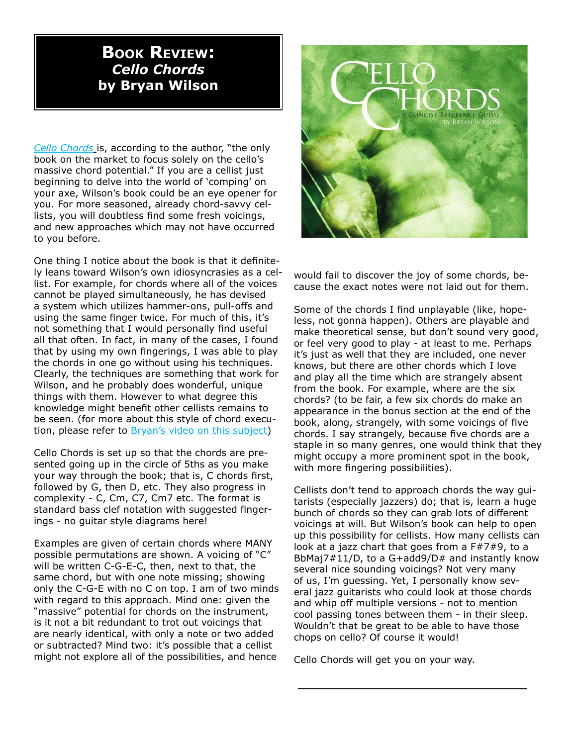# Book Review: *Cello Chords* by Bryan Wilson

*Cello Chords* is, according to the author, "the only book on the market to focus solely on the cello's massive chord potential." If you are a cellist just beginning to delve into the world of 'comping' on your axe, Wilson's book could be an eye opener for you. For more seasoned, already chord-savvy cellists, you will doubtless find some fresh voicings, and new approaches which may not have occurred to you before.

One thing I notice about the book is that it definitely leans toward Wilson's own idiosyncrasies as a cellist. For example, for chords where all of the voices cannot be played simultaneously, he has devised a system which utilizes hammer-ons, pull-offs and using the same finger twice. For much of this, it's not something that I would personally find useful all that often. In fact, in many of the cases, I found that by using my own fingerings, I was able to play the chords in one go without using his techniques. Clearly, the techniques are something that work for Wilson, and he probably does wonderful, unique things with them. However to what degree this knowledge might benefit other cellists remains to be seen. (for more about this style of chord execution, please refer to Bryan's video on this subject)

Cello Chords is set up so that the chords are presented going up in the circle of 5ths as you make your way through the book; that is, C chords first, followed by G, then D, etc. They also progress in complexity - C, Cm, C7, Cm7 etc. The format is standard bass clef notation with suggested fingerings - no guitar style diagrams here!

Examples are given of certain chords where MANY possible permutations are shown. A voicing of "C" will be written C-G-E-C, then, next to that, the same chord, but with one note missing; showing only the C-G-E with no C on top. I am of two minds with regard to this approach. Mind one: given the "massive" potential for chords on the instrument, is it not a bit redundant to trot out voicings that are nearly identical, with only a note or two added or subtracted? Mind two: it's possible that a cellist might not explore all of the possibilities, and hence would fail to discover the joy of some chords, because the exact notes were not laid out for them.

Some of the chords I find unplayable (like, hopeless, not gonna happen). Others are playable and make theoretical sense, but don't sound very good, or feel very good to play - at least to me. Perhaps it's just as well that they are included, one never knows, but there are other chords which I love and play all the time which are strangely absent from the book. For example, where are the six chords? (to be fair, a few six chords do make an appearance in the bonus section at the end of the book, along, strangely, with some voicings of five chords. I say strangely, because five chords are a staple in so many genres, one would think that they might occupy a more prominent spot in the book, with more fingering possibilities).

Cellists don't tend to approach chords the way guitarists (especially jazzers) do; that is, learn a huge bunch of chords so they can grab lots of different voicings at will. But Wilson's book can help to open up this possibility for cellists. How many cellists can look at a jazz chart that goes from a F#7#9, to a BbMaj7#11/D, to a G+add9/D# and instantly know several nice sounding voicings? Not very many of us, I'm guessing. Yet, I personally know several jazz guitarists who could look at those chords and whip off multiple versions - not to mention cool passing tones between them - in their sleep. Wouldn't that be great to be able to have those chops on cello? Of course it would!

Cello Chords will get you on your way.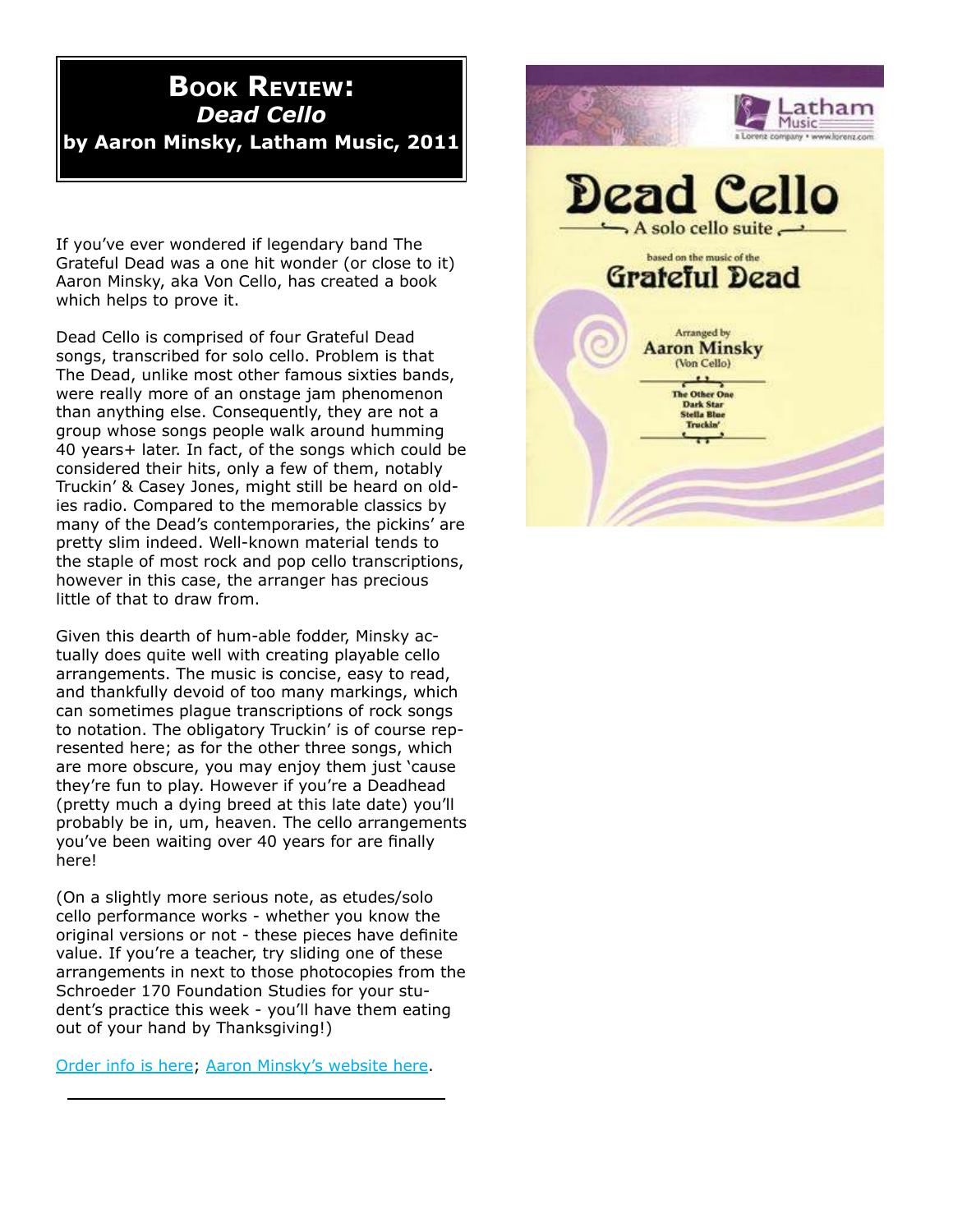# Book Review: *Dead Cello* by Aaron Minsky, Latham Music, 2011

If you've ever wondered if legendary band The Grateful Dead was a one hit wonder (or close to it) Aaron Minsky, aka Von Cello, has created a book which helps to prove it.

Dead Cello is comprised of four Grateful Dead songs, transcribed for solo cello. Problem is that The Dead, unlike most other famous sixties bands, were really more of an onstage jam phenomenon than anything else. Consequently, they are not a group whose songs people walk around humming 40 years+ later. In fact, of the songs which could be considered their hits, only a few of them, notably Truckin' & Casey Jones, might still be heard on oldies radio. Compared to the memorable classics by many of the Dead's contemporaries, the pickins' are pretty slim indeed. Well-known material tends to the staple of most rock and pop cello transcriptions, however in this case, the arranger has precious little of that to draw from.

Given this dearth of hum-able fodder, Minsky actually does quite well with creating playable cello arrangements. The music is concise, easy to read, and thankfully devoid of too many markings, which can sometimes plague transcriptions of rock songs to notation. The obligatory Truckin' is of course represented here; as for the other three songs, which are more obscure, you may enjoy them just 'cause they're fun to play. However if you're a Deadhead (pretty much a dying breed at this late date) you'll probably be in, um, heaven. The cello arrangements you've been waiting over 40 years for are finally here!

(On a slightly more serious note, as etudes/solo cello performance works - whether you know the original versions or not - these pieces have definite value. If you're a teacher, try sliding one of these arrangements in next to those photocopies from the Schroeder 170 Foundation Studies for your student's practice this week - you'll have them eating out of your hand by Thanksgiving!)

Order info is here; Aaron Minsky's website here.

Latham Music
a Lorenz company • www.lorenz.com

**Dead Cello**
A solo cello suite

based on the music of the
**Grateful Dead**

Arranged by
**Aaron Minsky**
(Von Cello)

The Other One
Dark Star
Stella Blue
Truckin'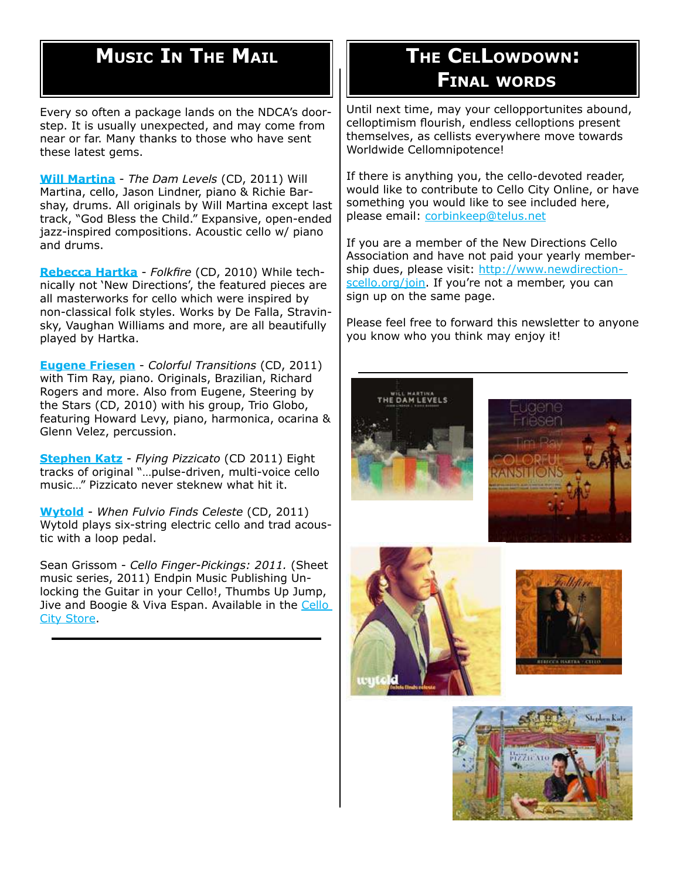## Music In The Mail

Every so often a package lands on the NDCA's doorstep. It is usually unexpected, and may come from near or far. Many thanks to those who have sent these latest gems.

**Will Martina** - *The Dam Levels* (CD, 2011) Will Martina, cello, Jason Lindner, piano & Richie Barshay, drums. All originals by Will Martina except last track, "God Bless the Child." Expansive, open-ended jazz-inspired compositions. Acoustic cello w/ piano and drums.

**Rebecca Hartka** - *Folkfire* (CD, 2010) While technically not 'New Directions', the featured pieces are all masterworks for cello which were inspired by non-classical folk styles. Works by De Falla, Stravinsky, Vaughan Williams and more, are all beautifully played by Hartka.

**Eugene Friesen** - *Colorful Transitions* (CD, 2011) with Tim Ray, piano. Originals, Brazilian, Richard Rogers and more. Also from Eugene, Steering by the Stars (CD, 2010) with his group, Trio Globo, featuring Howard Levy, piano, harmonica, ocarina & Glenn Velez, percussion.

**Stephen Katz** - *Flying Pizzicato* (CD 2011) Eight tracks of original "…pulse-driven, multi-voice cello music…" Pizzicato never steknew what hit it.

**Wytold** - *When Fulvio Finds Celeste* (CD, 2011) Wytold plays six-string electric cello and trad acoustic with a loop pedal.

Sean Grissom - *Cello Finger-Pickings: 2011.* (Sheet music series, 2011) Endpin Music Publishing Unlocking the Guitar in your Cello!, Thumbs Up Jump, Jive and Boogie & Viva Espan. Available in the Cello City Store.

## The CelLowdown: Final words

Until next time, may your cellopportunites abound, celloptimism flourish, endless celloptions present themselves, as cellists everywhere move towards Worldwide Cellomnipotence!

If there is anything you, the cello-devoted reader, would like to contribute to Cello City Online, or have something you would like to see included here, please email: corbinkeep@telus.net

If you are a member of the New Directions Cello Association and have not paid your yearly membership dues, please visit: http://www.newdirectionscello.org/join. If you're not a member, you can sign up on the same page.

Please feel free to forward this newsletter to anyone you know who you think may enjoy it!